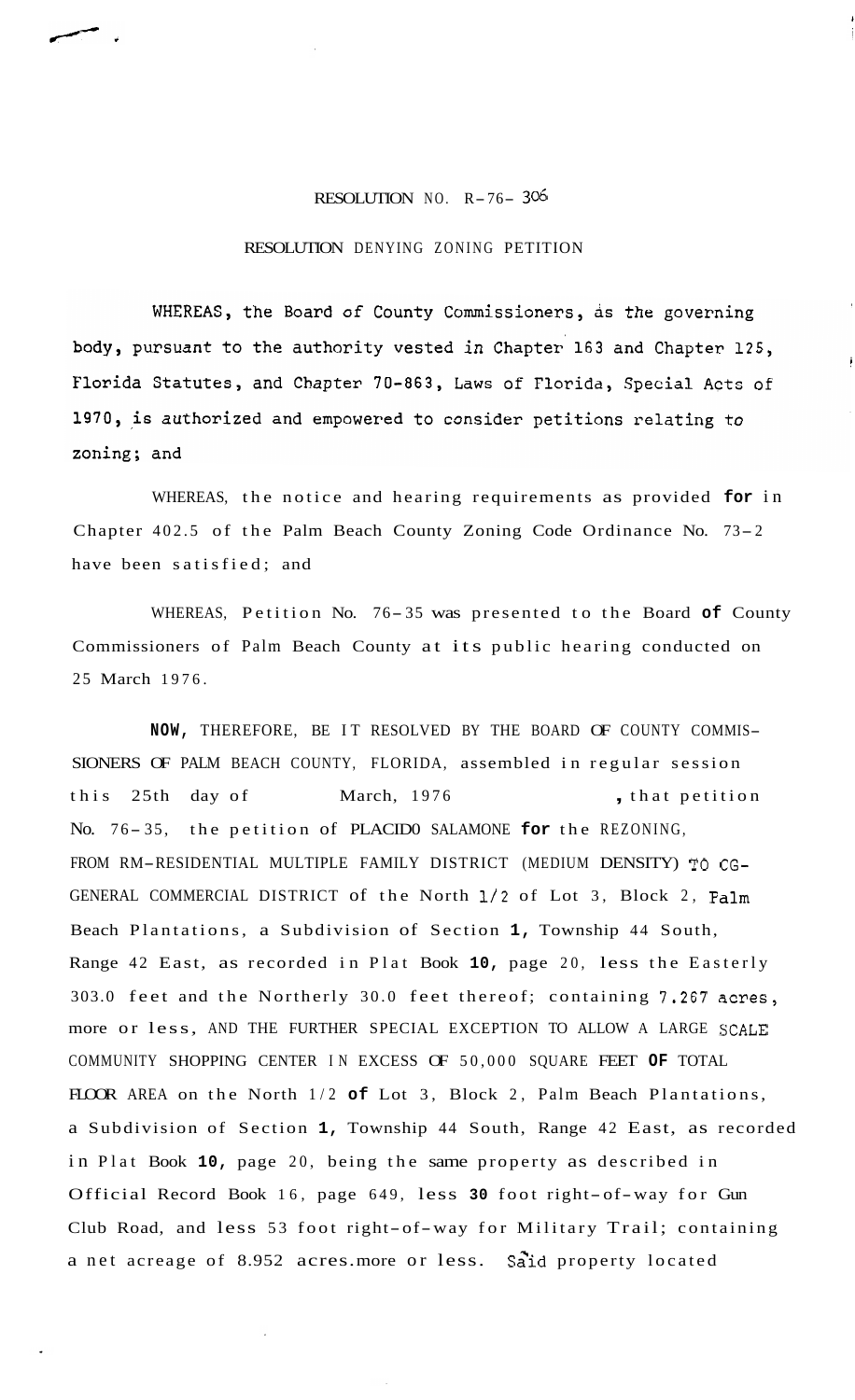RESOLUTION NO. R-76- 306

RESOLUTION DENYING ZONING PETITION

WHEREAS, the Board of County Commissioners, as the governing body, pursuant to the authority vested in Chapter 163 and Chapter 125, Florida Statutes, and Chapter 70-863, Laws of Florida, Special Acts of 1970, is authorized and empowered to consider petitions relating to zoning; and

WHEREAS, the notice and hearing requirements as provided **for** in Chapter 402.5 of the Palm Beach County Zoning Code Ordinance No. 73-2 have been satisfied; and

WHEREAS, Petition No. 76-35 was presented to the Board **of** County Commissioners of Palm Beach County at its public hearing conducted on 25 March 1976.

**NOW,** THEREFORE, BE IT RESOLVED BY THE BOARD OF COUNTY COMMISSIONERS OF PALM BEACH COUNTY, FLORIDA, assembled in regular session this 25th day of March, 1976, that petition No. 76-35, the petition of PLACIDO SALAMONE **for** the REZONING, FROM RM-RESIDENTIAL MULTIPLE FAMILY DISTRICT (MEDIUM DENSITY) TO CG-GENERAL COMMERCIAL DISTRICT of the North 1/2 of Lot 3, Block 2, Palm Beach Plantations, a Subdivision of Section **1,** Township 44 South, Range 42 East, as recorded in Plat Book **10,** page 20, less the Easterly 303.0 feet and the Northerly 30.0 feet thereof; containing 7.267 acres, more or less, AND THE FURTHER SPECIAL EXCEPTION TO ALLOW A LARGE SCALE COMMUNITY SHOPPING CENTER IN EXCESS OF 50,000 SQUARE FEET **OF** TOTAL FLOOR AREA on the North 1/2 **of** Lot 3, Block 2, Palm Beach Plantations, a Subdivision of Section **1,** Township 44 South, Range 42 East, as recorded in Plat Book **10,** page 20, being the same property as described in Official Record Book 16, page 649, less **30** foot right-of-way for Gun Club Road, and less 53 foot right-of-way for Military Trail; containing a net acreage of 8.952 acres.more or less. Said property located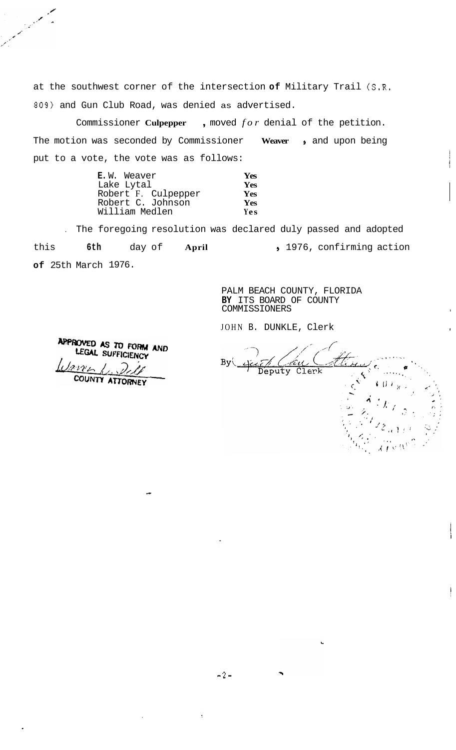at the southwest corner of the intersection of Military Trail (S.R. 809) and Gun Club Road, was denied as advertised.

Commissioner Culpepper, moved for denial of the petition. The motion was seconded by Commissioner Weaver, and upon being put to a vote, the vote was as follows:

| | |
|---|---|
| E. W. Weaver | Yes |
| Lake Lytal | Yes |
| Robert F. Culpepper | Yes |
| Robert C. Johnson | Yes |
| William Medlen | Yes |

The foregoing resolution was declared duly passed and adopted this 6th day of April, 1976, confirming action of 25th March 1976.

PALM BEACH COUNTY, FLORIDA
BY ITS BOARD OF COUNTY COMMISSIONERS

JOHN B. DUNKLE, Clerk

By _______________
Deputy Clerk

APPROVED AS TO FORM AND LEGAL SUFFICIENCY

_______________
COUNTY ATTORNEY